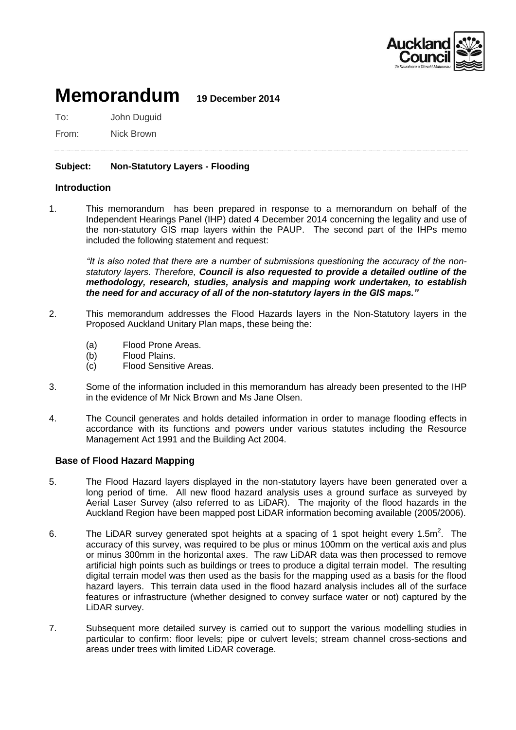# Memorandum 19 December 2014

To: John Duguid

From: Nick Brown

**Subject: Non-Statutory Layers - Flooding**

## Introduction

1. This memorandum has been prepared in response to a memorandum on behalf of the Independent Hearings Panel (IHP) dated 4 December 2014 concerning the legality and use of the non-statutory GIS map layers within the PAUP. The second part of the IHPs memo included the following statement and request:

   *"It is also noted that there are a number of submissions questioning the accuracy of the non-statutory layers. Therefore, **Council is also requested to provide a detailed outline of the methodology, research, studies, analysis and mapping work undertaken, to establish the need for and accuracy of all of the non-statutory layers in the GIS maps."***

2. This memorandum addresses the Flood Hazards layers in the Non-Statutory layers in the Proposed Auckland Unitary Plan maps, these being the:

   (a) Flood Prone Areas.
   (b) Flood Plains.
   (c) Flood Sensitive Areas.

3. Some of the information included in this memorandum has already been presented to the IHP in the evidence of Mr Nick Brown and Ms Jane Olsen.

4. The Council generates and holds detailed information in order to manage flooding effects in accordance with its functions and powers under various statutes including the Resource Management Act 1991 and the Building Act 2004.

## Base of Flood Hazard Mapping

5. The Flood Hazard layers displayed in the non-statutory layers have been generated over a long period of time. All new flood hazard analysis uses a ground surface as surveyed by Aerial Laser Survey (also referred to as LiDAR). The majority of the flood hazards in the Auckland Region have been mapped post LiDAR information becoming available (2005/2006).

6. The LiDAR survey generated spot heights at a spacing of 1 spot height every $1.5m^2$. The accuracy of this survey, was required to be plus or minus 100mm on the vertical axis and plus or minus 300mm in the horizontal axes. The raw LiDAR data was then processed to remove artificial high points such as buildings or trees to produce a digital terrain model. The resulting digital terrain model was then used as the basis for the mapping used as a basis for the flood hazard layers. This terrain data used in the flood hazard analysis includes all of the surface features or infrastructure (whether designed to convey surface water or not) captured by the LiDAR survey.

7. Subsequent more detailed survey is carried out to support the various modelling studies in particular to confirm: floor levels; pipe or culvert levels; stream channel cross-sections and areas under trees with limited LiDAR coverage.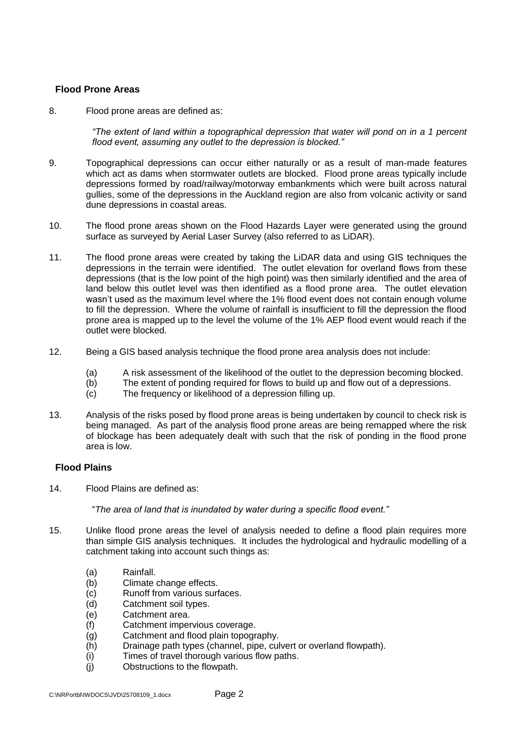## Flood Prone Areas

8. Flood prone areas are defined as:

   *"The extent of land within a topographical depression that water will pond on in a 1 percent flood event, assuming any outlet to the depression is blocked."*

9. Topographical depressions can occur either naturally or as a result of man-made features which act as dams when stormwater outlets are blocked. Flood prone areas typically include depressions formed by road/railway/motorway embankments which were built across natural gullies, some of the depressions in the Auckland region are also from volcanic activity or sand dune depressions in coastal areas.

10. The flood prone areas shown on the Flood Hazards Layer were generated using the ground surface as surveyed by Aerial Laser Survey (also referred to as LiDAR).

11. The flood prone areas were created by taking the LiDAR data and using GIS techniques the depressions in the terrain were identified. The outlet elevation for overland flows from these depressions (that is the low point of the high point) was then similarly identified and the area of land below this outlet level was then identified as a flood prone area. The outlet elevation wasn't used as the maximum level where the 1% flood event does not contain enough volume to fill the depression. Where the volume of rainfall is insufficient to fill the depression the flood prone area is mapped up to the level the volume of the 1% AEP flood event would reach if the outlet were blocked.

12. Being a GIS based analysis technique the flood prone area analysis does not include:

    (a) A risk assessment of the likelihood of the outlet to the depression becoming blocked.
    (b) The extent of ponding required for flows to build up and flow out of a depressions.
    (c) The frequency or likelihood of a depression filling up.

13. Analysis of the risks posed by flood prone areas is being undertaken by council to check risk is being managed. As part of the analysis flood prone areas are being remapped where the risk of blockage has been adequately dealt with such that the risk of ponding in the flood prone area is low.

## Flood Plains

14. Flood Plains are defined as:

    "*The area of land that is inundated by water during a specific flood event."*

15. Unlike flood prone areas the level of analysis needed to define a flood plain requires more than simple GIS analysis techniques. It includes the hydrological and hydraulic modelling of a catchment taking into account such things as:

    (a) Rainfall.
    (b) Climate change effects.
    (c) Runoff from various surfaces.
    (d) Catchment soil types.
    (e) Catchment area.
    (f) Catchment impervious coverage.
    (g) Catchment and flood plain topography.
    (h) Drainage path types (channel, pipe, culvert or overland flowpath).
    (i) Times of travel thorough various flow paths.
    (j) Obstructions to the flowpath.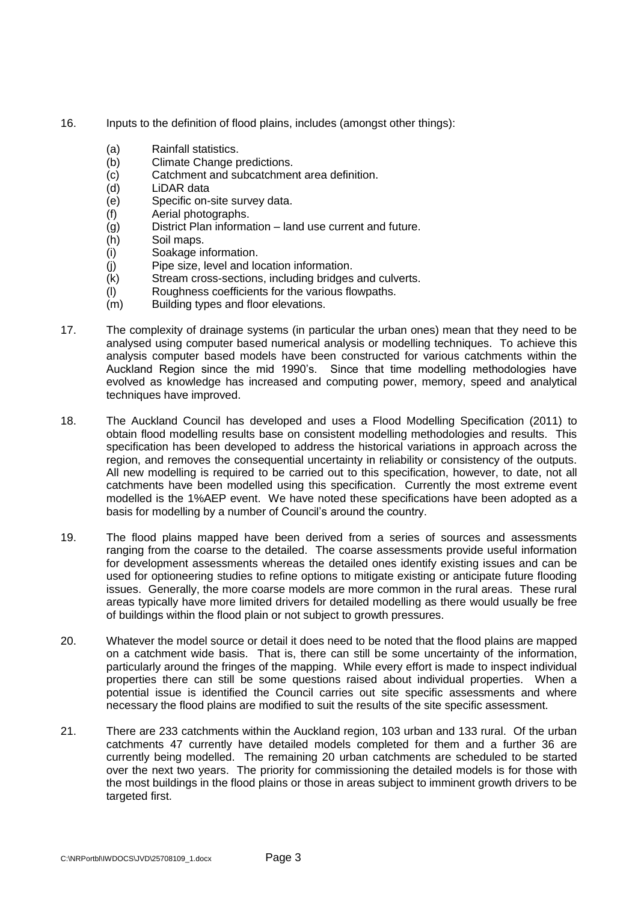16. Inputs to the definition of flood plains, includes (amongst other things):

    (a) Rainfall statistics.
    (b) Climate Change predictions.
    (c) Catchment and subcatchment area definition.
    (d) LiDAR data
    (e) Specific on-site survey data.
    (f) Aerial photographs.
    (g) District Plan information – land use current and future.
    (h) Soil maps.
    (i) Soakage information.
    (j) Pipe size, level and location information.
    (k) Stream cross-sections, including bridges and culverts.
    (l) Roughness coefficients for the various flowpaths.
    (m) Building types and floor elevations.

17. The complexity of drainage systems (in particular the urban ones) mean that they need to be analysed using computer based numerical analysis or modelling techniques. To achieve this analysis computer based models have been constructed for various catchments within the Auckland Region since the mid 1990's. Since that time modelling methodologies have evolved as knowledge has increased and computing power, memory, speed and analytical techniques have improved.

18. The Auckland Council has developed and uses a Flood Modelling Specification (2011) to obtain flood modelling results base on consistent modelling methodologies and results. This specification has been developed to address the historical variations in approach across the region, and removes the consequential uncertainty in reliability or consistency of the outputs. All new modelling is required to be carried out to this specification, however, to date, not all catchments have been modelled using this specification. Currently the most extreme event modelled is the 1%AEP event. We have noted these specifications have been adopted as a basis for modelling by a number of Council's around the country.

19. The flood plains mapped have been derived from a series of sources and assessments ranging from the coarse to the detailed. The coarse assessments provide useful information for development assessments whereas the detailed ones identify existing issues and can be used for optioneering studies to refine options to mitigate existing or anticipate future flooding issues. Generally, the more coarse models are more common in the rural areas. These rural areas typically have more limited drivers for detailed modelling as there would usually be free of buildings within the flood plain or not subject to growth pressures.

20. Whatever the model source or detail it does need to be noted that the flood plains are mapped on a catchment wide basis. That is, there can still be some uncertainty of the information, particularly around the fringes of the mapping. While every effort is made to inspect individual properties there can still be some questions raised about individual properties. When a potential issue is identified the Council carries out site specific assessments and where necessary the flood plains are modified to suit the results of the site specific assessment.

21. There are 233 catchments within the Auckland region, 103 urban and 133 rural. Of the urban catchments 47 currently have detailed models completed for them and a further 36 are currently being modelled. The remaining 20 urban catchments are scheduled to be started over the next two years. The priority for commissioning the detailed models is for those with the most buildings in the flood plains or those in areas subject to imminent growth drivers to be targeted first.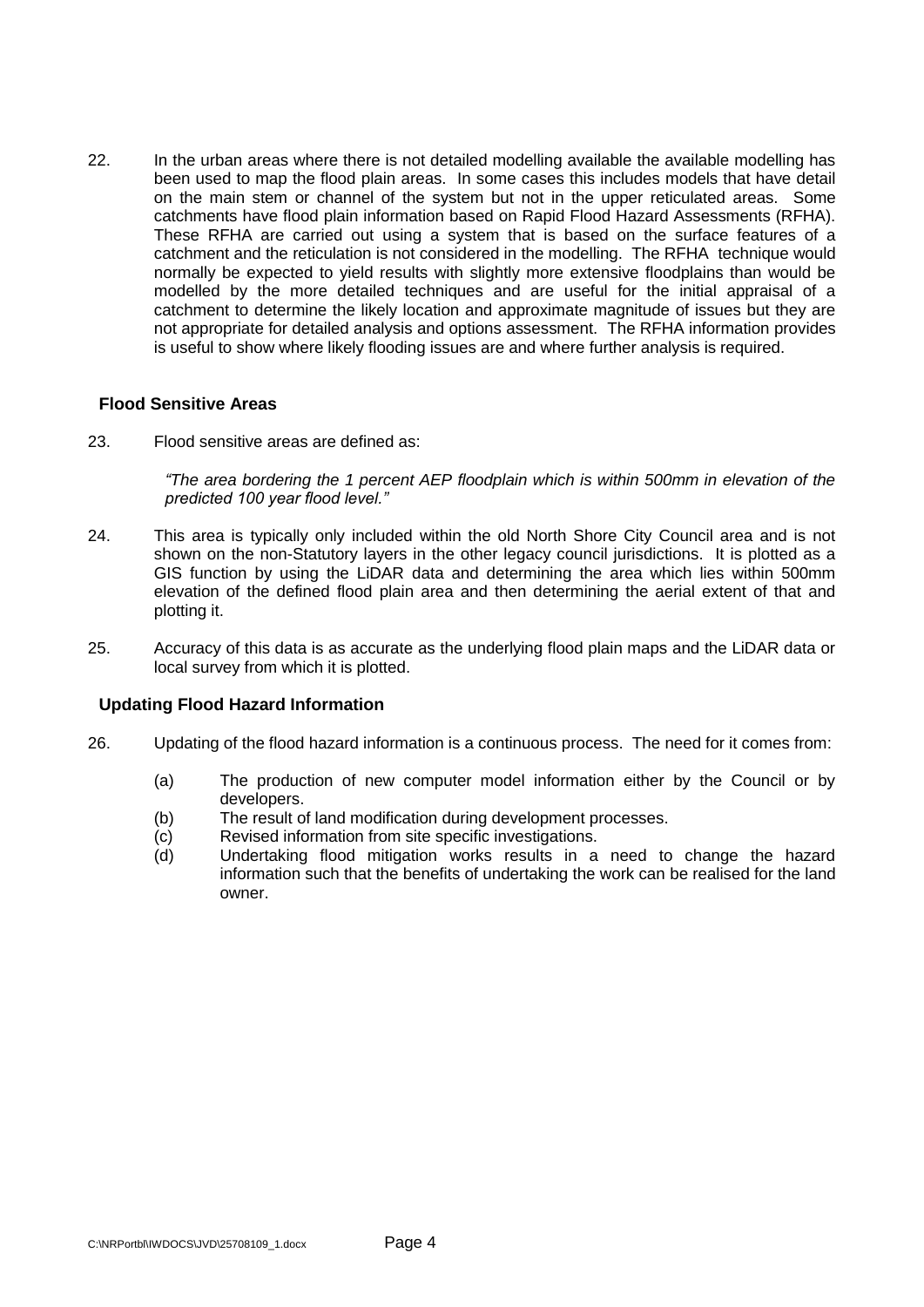22. In the urban areas where there is not detailed modelling available the available modelling has been used to map the flood plain areas. In some cases this includes models that have detail on the main stem or channel of the system but not in the upper reticulated areas. Some catchments have flood plain information based on Rapid Flood Hazard Assessments (RFHA). These RFHA are carried out using a system that is based on the surface features of a catchment and the reticulation is not considered in the modelling. The RFHA technique would normally be expected to yield results with slightly more extensive floodplains than would be modelled by the more detailed techniques and are useful for the initial appraisal of a catchment to determine the likely location and approximate magnitude of issues but they are not appropriate for detailed analysis and options assessment. The RFHA information provides is useful to show where likely flooding issues are and where further analysis is required.

**Flood Sensitive Areas**

23. Flood sensitive areas are defined as:

    *"The area bordering the 1 percent AEP floodplain which is within 500mm in elevation of the predicted 100 year flood level."*

24. This area is typically only included within the old North Shore City Council area and is not shown on the non-Statutory layers in the other legacy council jurisdictions. It is plotted as a GIS function by using the LiDAR data and determining the area which lies within 500mm elevation of the defined flood plain area and then determining the aerial extent of that and plotting it.

25. Accuracy of this data is as accurate as the underlying flood plain maps and the LiDAR data or local survey from which it is plotted.

**Updating Flood Hazard Information**

26. Updating of the flood hazard information is a continuous process. The need for it comes from:

    (a) The production of new computer model information either by the Council or by developers.
    (b) The result of land modification during development processes.
    (c) Revised information from site specific investigations.
    (d) Undertaking flood mitigation works results in a need to change the hazard information such that the benefits of undertaking the work can be realised for the land owner.